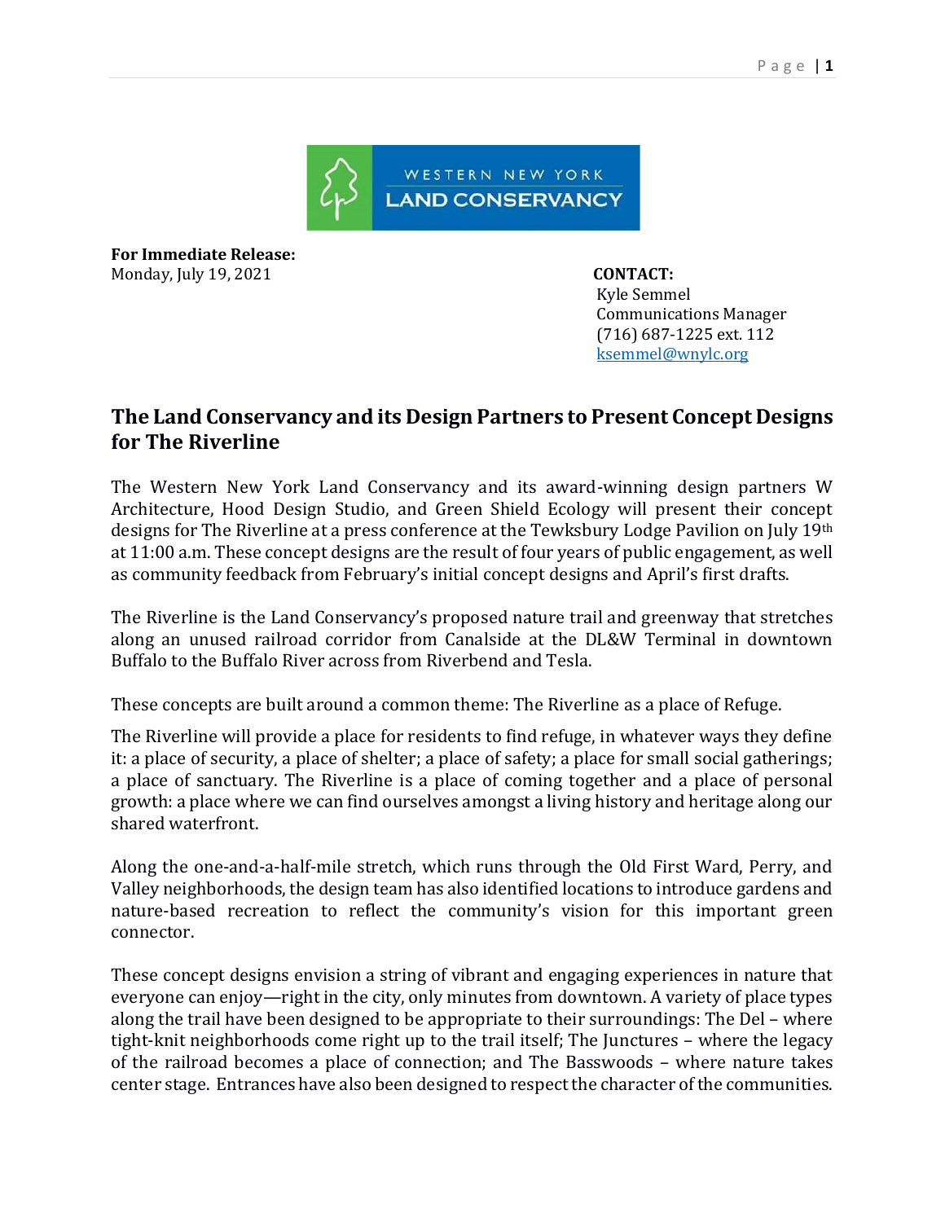WESTERN NEW YORK LAND CONSERVANCY

**For Immediate Release:**
Monday, July 19, 2021

**CONTACT:**
Kyle Semmel
Communications Manager
(716) 687-1225 ext. 112
ksemmel@wnylc.org

## The Land Conservancy and its Design Partners to Present Concept Designs for The Riverline

The Western New York Land Conservancy and its award-winning design partners W Architecture, Hood Design Studio, and Green Shield Ecology will present their concept designs for The Riverline at a press conference at the Tewksbury Lodge Pavilion on July 19th at 11:00 a.m. These concept designs are the result of four years of public engagement, as well as community feedback from February's initial concept designs and April's first drafts.

The Riverline is the Land Conservancy's proposed nature trail and greenway that stretches along an unused railroad corridor from Canalside at the DL&W Terminal in downtown Buffalo to the Buffalo River across from Riverbend and Tesla.

These concepts are built around a common theme: The Riverline as a place of Refuge.

The Riverline will provide a place for residents to find refuge, in whatever ways they define it: a place of security, a place of shelter; a place of safety; a place for small social gatherings; a place of sanctuary. The Riverline is a place of coming together and a place of personal growth: a place where we can find ourselves amongst a living history and heritage along our shared waterfront.

Along the one-and-a-half-mile stretch, which runs through the Old First Ward, Perry, and Valley neighborhoods, the design team has also identified locations to introduce gardens and nature-based recreation to reflect the community's vision for this important green connector.

These concept designs envision a string of vibrant and engaging experiences in nature that everyone can enjoy—right in the city, only minutes from downtown. A variety of place types along the trail have been designed to be appropriate to their surroundings: The Del – where tight-knit neighborhoods come right up to the trail itself; The Junctures – where the legacy of the railroad becomes a place of connection; and The Basswoods – where nature takes center stage. Entrances have also been designed to respect the character of the communities.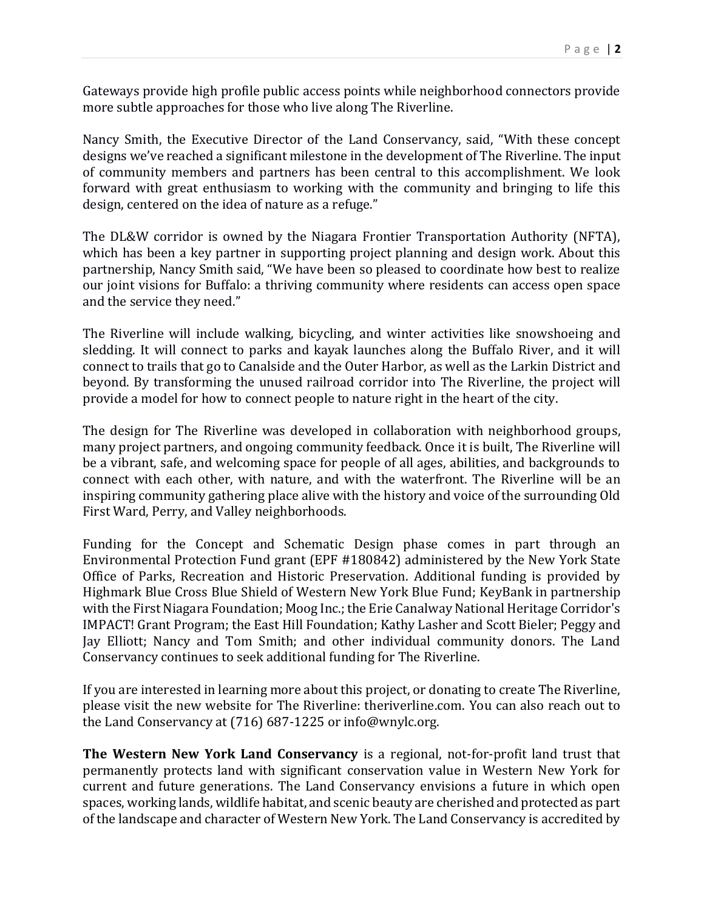Gateways provide high profile public access points while neighborhood connectors provide more subtle approaches for those who live along The Riverline.

Nancy Smith, the Executive Director of the Land Conservancy, said, "With these concept designs we've reached a significant milestone in the development of The Riverline. The input of community members and partners has been central to this accomplishment. We look forward with great enthusiasm to working with the community and bringing to life this design, centered on the idea of nature as a refuge."

The DL&W corridor is owned by the Niagara Frontier Transportation Authority (NFTA), which has been a key partner in supporting project planning and design work. About this partnership, Nancy Smith said, "We have been so pleased to coordinate how best to realize our joint visions for Buffalo: a thriving community where residents can access open space and the service they need."

The Riverline will include walking, bicycling, and winter activities like snowshoeing and sledding. It will connect to parks and kayak launches along the Buffalo River, and it will connect to trails that go to Canalside and the Outer Harbor, as well as the Larkin District and beyond. By transforming the unused railroad corridor into The Riverline, the project will provide a model for how to connect people to nature right in the heart of the city.

The design for The Riverline was developed in collaboration with neighborhood groups, many project partners, and ongoing community feedback. Once it is built, The Riverline will be a vibrant, safe, and welcoming space for people of all ages, abilities, and backgrounds to connect with each other, with nature, and with the waterfront. The Riverline will be an inspiring community gathering place alive with the history and voice of the surrounding Old First Ward, Perry, and Valley neighborhoods.

Funding for the Concept and Schematic Design phase comes in part through an Environmental Protection Fund grant (EPF #180842) administered by the New York State Office of Parks, Recreation and Historic Preservation. Additional funding is provided by Highmark Blue Cross Blue Shield of Western New York Blue Fund; KeyBank in partnership with the First Niagara Foundation; Moog Inc.; the Erie Canalway National Heritage Corridor's IMPACT! Grant Program; the East Hill Foundation; Kathy Lasher and Scott Bieler; Peggy and Jay Elliott; Nancy and Tom Smith; and other individual community donors. The Land Conservancy continues to seek additional funding for The Riverline.

If you are interested in learning more about this project, or donating to create The Riverline, please visit the new website for The Riverline: theriverline.com. You can also reach out to the Land Conservancy at (716) 687-1225 or info@wnylc.org.

**The Western New York Land Conservancy** is a regional, not-for-profit land trust that permanently protects land with significant conservation value in Western New York for current and future generations. The Land Conservancy envisions a future in which open spaces, working lands, wildlife habitat, and scenic beauty are cherished and protected as part of the landscape and character of Western New York. The Land Conservancy is accredited by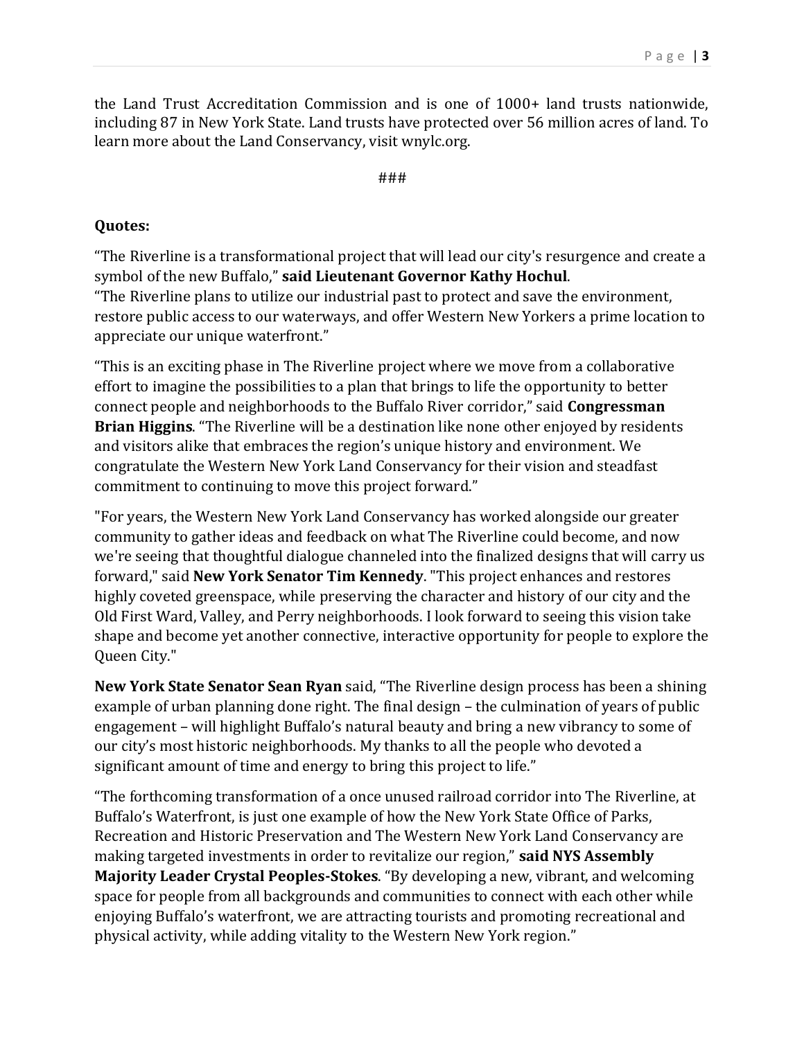the Land Trust Accreditation Commission and is one of 1000+ land trusts nationwide, including 87 in New York State. Land trusts have protected over 56 million acres of land. To learn more about the Land Conservancy, visit wnylc.org.

###

**Quotes:**

"The Riverline is a transformational project that will lead our city's resurgence and create a symbol of the new Buffalo," **said Lieutenant Governor Kathy Hochul**.
"The Riverline plans to utilize our industrial past to protect and save the environment, restore public access to our waterways, and offer Western New Yorkers a prime location to appreciate our unique waterfront."

"This is an exciting phase in The Riverline project where we move from a collaborative effort to imagine the possibilities to a plan that brings to life the opportunity to better connect people and neighborhoods to the Buffalo River corridor," said **Congressman Brian Higgins**. "The Riverline will be a destination like none other enjoyed by residents and visitors alike that embraces the region's unique history and environment. We congratulate the Western New York Land Conservancy for their vision and steadfast commitment to continuing to move this project forward."

"For years, the Western New York Land Conservancy has worked alongside our greater community to gather ideas and feedback on what The Riverline could become, and now we're seeing that thoughtful dialogue channeled into the finalized designs that will carry us forward," said **New York Senator Tim Kennedy**. "This project enhances and restores highly coveted greenspace, while preserving the character and history of our city and the Old First Ward, Valley, and Perry neighborhoods. I look forward to seeing this vision take shape and become yet another connective, interactive opportunity for people to explore the Queen City."

**New York State Senator Sean Ryan** said, "The Riverline design process has been a shining example of urban planning done right. The final design – the culmination of years of public engagement – will highlight Buffalo's natural beauty and bring a new vibrancy to some of our city's most historic neighborhoods. My thanks to all the people who devoted a significant amount of time and energy to bring this project to life."

"The forthcoming transformation of a once unused railroad corridor into The Riverline, at Buffalo's Waterfront, is just one example of how the New York State Office of Parks, Recreation and Historic Preservation and The Western New York Land Conservancy are making targeted investments in order to revitalize our region," **said NYS Assembly Majority Leader Crystal Peoples-Stokes**. "By developing a new, vibrant, and welcoming space for people from all backgrounds and communities to connect with each other while enjoying Buffalo's waterfront, we are attracting tourists and promoting recreational and physical activity, while adding vitality to the Western New York region."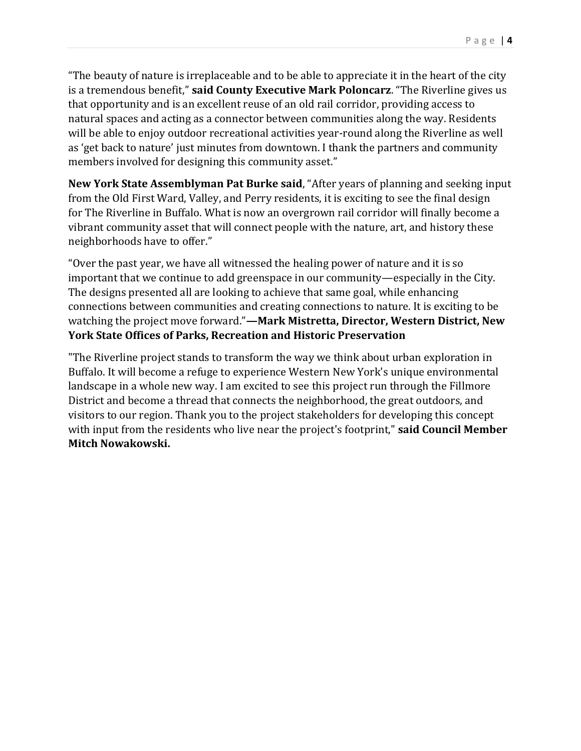"The beauty of nature is irreplaceable and to be able to appreciate it in the heart of the city is a tremendous benefit," **said County Executive Mark Poloncarz**. "The Riverline gives us that opportunity and is an excellent reuse of an old rail corridor, providing access to natural spaces and acting as a connector between communities along the way. Residents will be able to enjoy outdoor recreational activities year-round along the Riverline as well as 'get back to nature' just minutes from downtown. I thank the partners and community members involved for designing this community asset."

**New York State Assemblyman Pat Burke said**, "After years of planning and seeking input from the Old First Ward, Valley, and Perry residents, it is exciting to see the final design for The Riverline in Buffalo. What is now an overgrown rail corridor will finally become a vibrant community asset that will connect people with the nature, art, and history these neighborhoods have to offer."

"Over the past year, we have all witnessed the healing power of nature and it is so important that we continue to add greenspace in our community—especially in the City. The designs presented all are looking to achieve that same goal, while enhancing connections between communities and creating connections to nature. It is exciting to be watching the project move forward."**—Mark Mistretta, Director, Western District, New York State Offices of Parks, Recreation and Historic Preservation**

"The Riverline project stands to transform the way we think about urban exploration in Buffalo. It will become a refuge to experience Western New York's unique environmental landscape in a whole new way. I am excited to see this project run through the Fillmore District and become a thread that connects the neighborhood, the great outdoors, and visitors to our region. Thank you to the project stakeholders for developing this concept with input from the residents who live near the project's footprint," **said Council Member Mitch Nowakowski.**